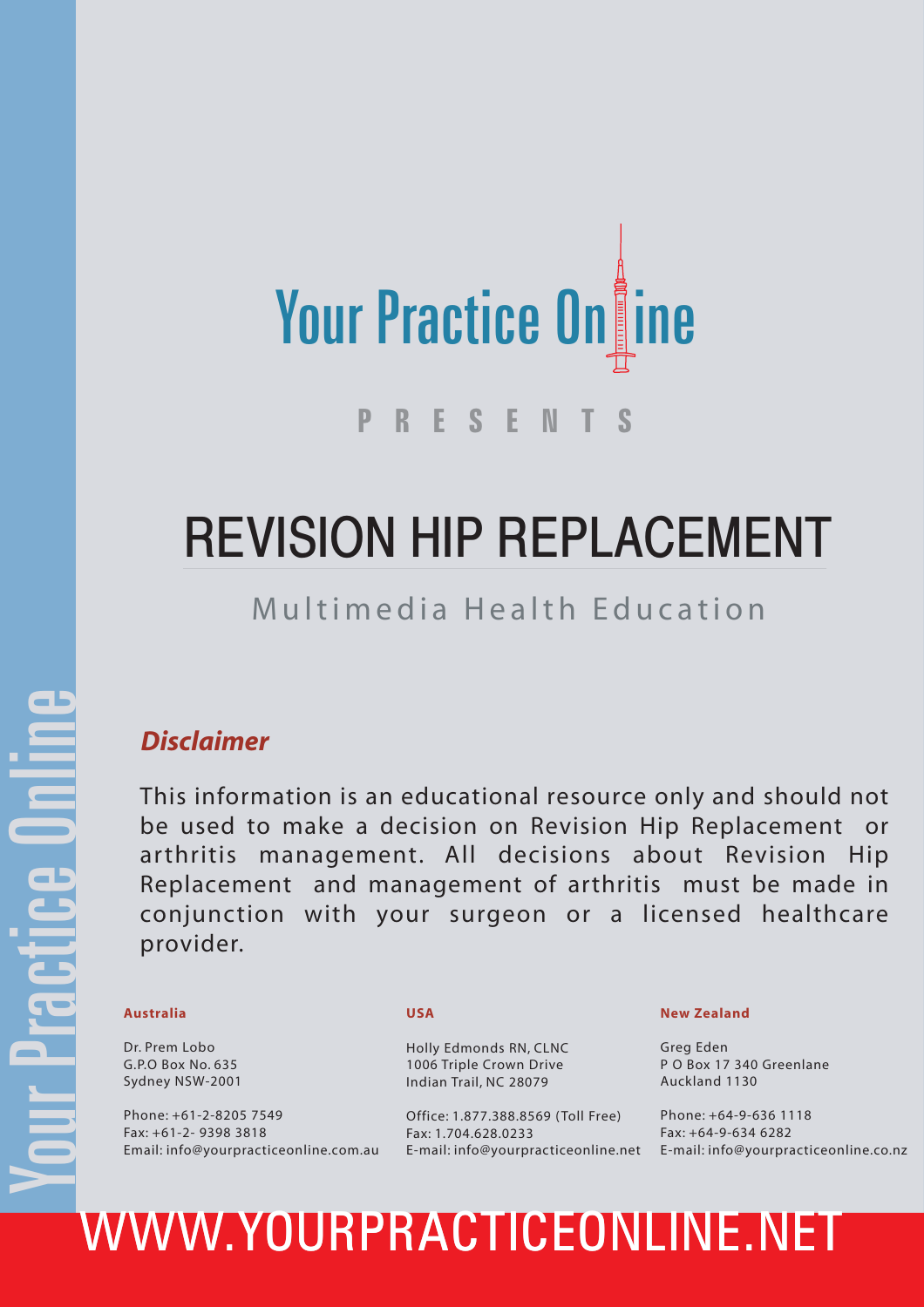Your Practice Online

PRESENTS

# REVISION HIP REPLACEMENT

## Multimedia Health Education

### *Disclaimer*

This information is an educational resource only and should not be used to make a decision on Revision Hip Replacement or arthritis management. All decisions about Revision Hip Replacement and management of arthritis must be made in conjunction with your surgeon or a licensed healthcare provider.

**Australia**

Dr. Prem Lobo
G.P.O Box No. 635
Sydney NSW-2001

Phone: +61-2-8205 7549
Fax: +61-2- 9398 3818
Email: info@yourpracticeonline.com.au

**USA**

Holly Edmonds RN, CLNC
1006 Triple Crown Drive
Indian Trail, NC 28079

Office: 1.877.388.8569 (Toll Free)
Fax: 1.704.628.0233
E-mail: info@yourpracticeonline.net

**New Zealand**

Greg Eden
P O Box 17 340 Greenlane
Auckland 1130

Phone: +64-9-636 1118
Fax: +64-9-634 6282
E-mail: info@yourpracticeonline.co.nz

WWW.YOURPRACTICEONLINE.NET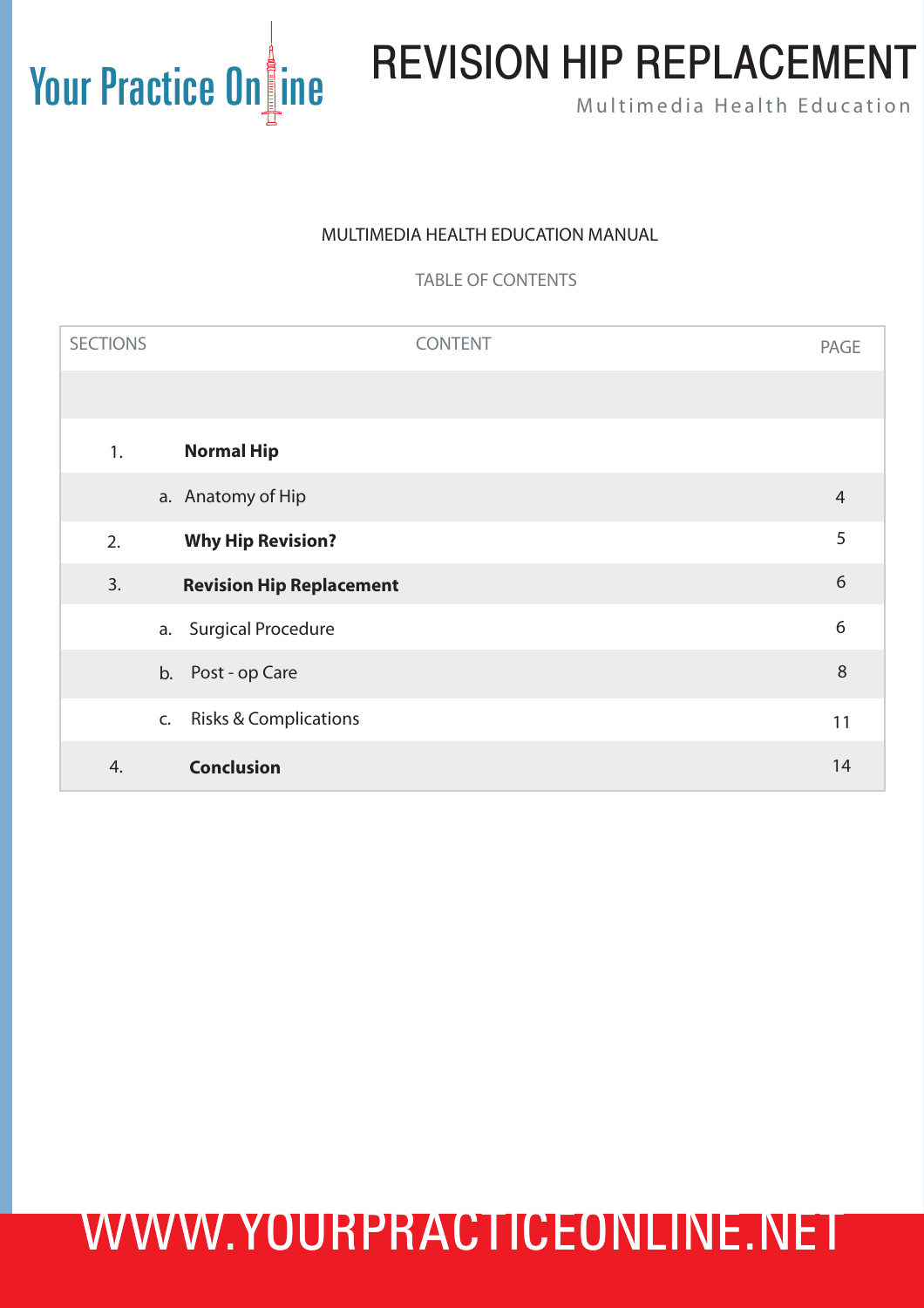# REVISION HIP REPLACEMENT

Multimedia Health Education

MULTIMEDIA HEALTH EDUCATION MANUAL

TABLE OF CONTENTS

| SECTIONS | CONTENT | PAGE |
|---|---|---|
| | | |
| 1. | **Normal Hip** | |
| | a. Anatomy of Hip | 4 |
| 2. | **Why Hip Revision?** | 5 |
| 3. | **Revision Hip Replacement** | 6 |
| | a. Surgical Procedure | 6 |
| | b. Post - op Care | 8 |
| | c. Risks & Complications | 11 |
| 4. | **Conclusion** | 14 |

WWW.YOURPRACTICEONLINE.NET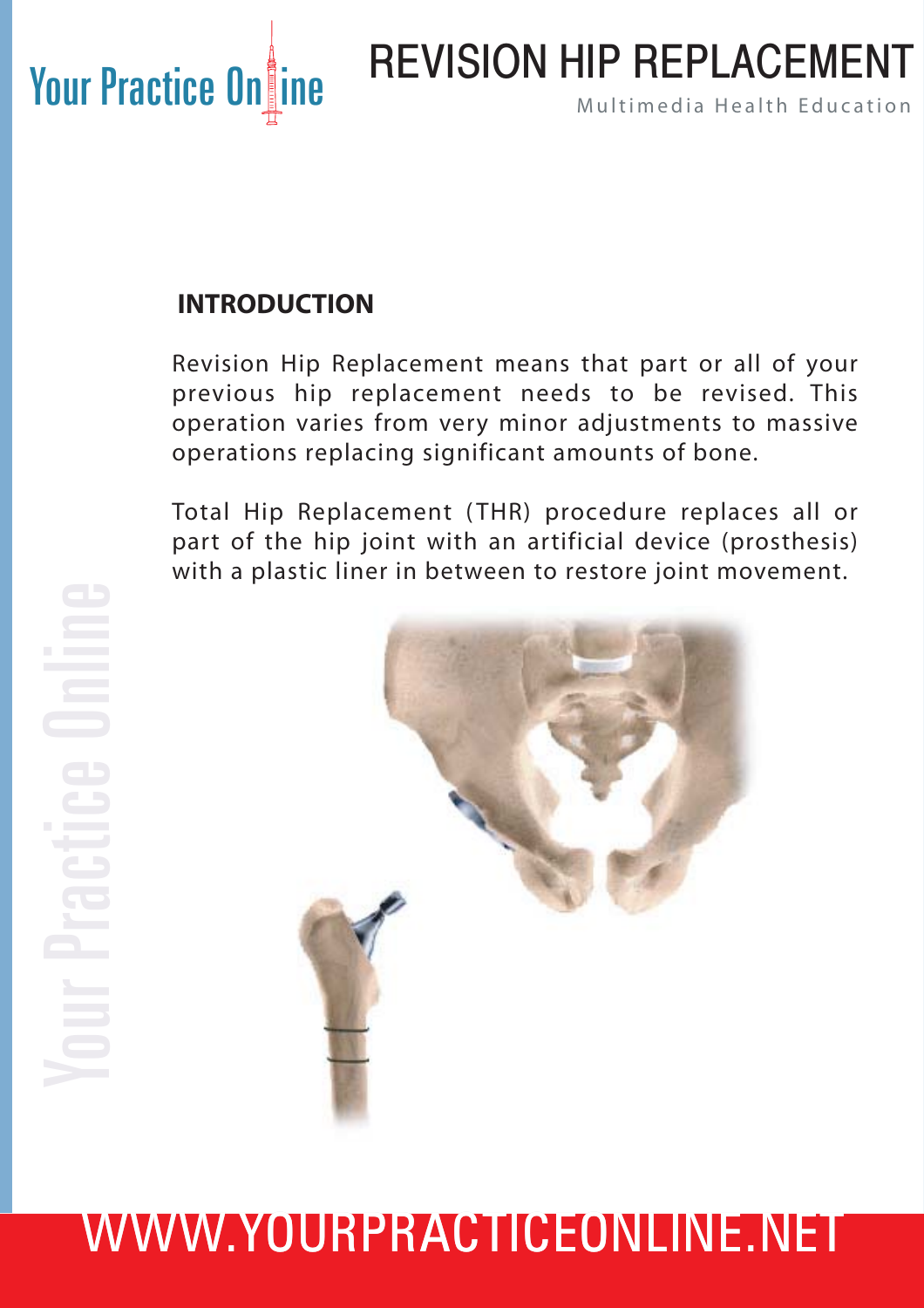## INTRODUCTION

Revision Hip Replacement means that part or all of your previous hip replacement needs to be revised. This operation varies from very minor adjustments to massive operations replacing significant amounts of bone.

Total Hip Replacement (THR) procedure replaces all or part of the hip joint with an artificial device (prosthesis) with a plastic liner in between to restore joint movement.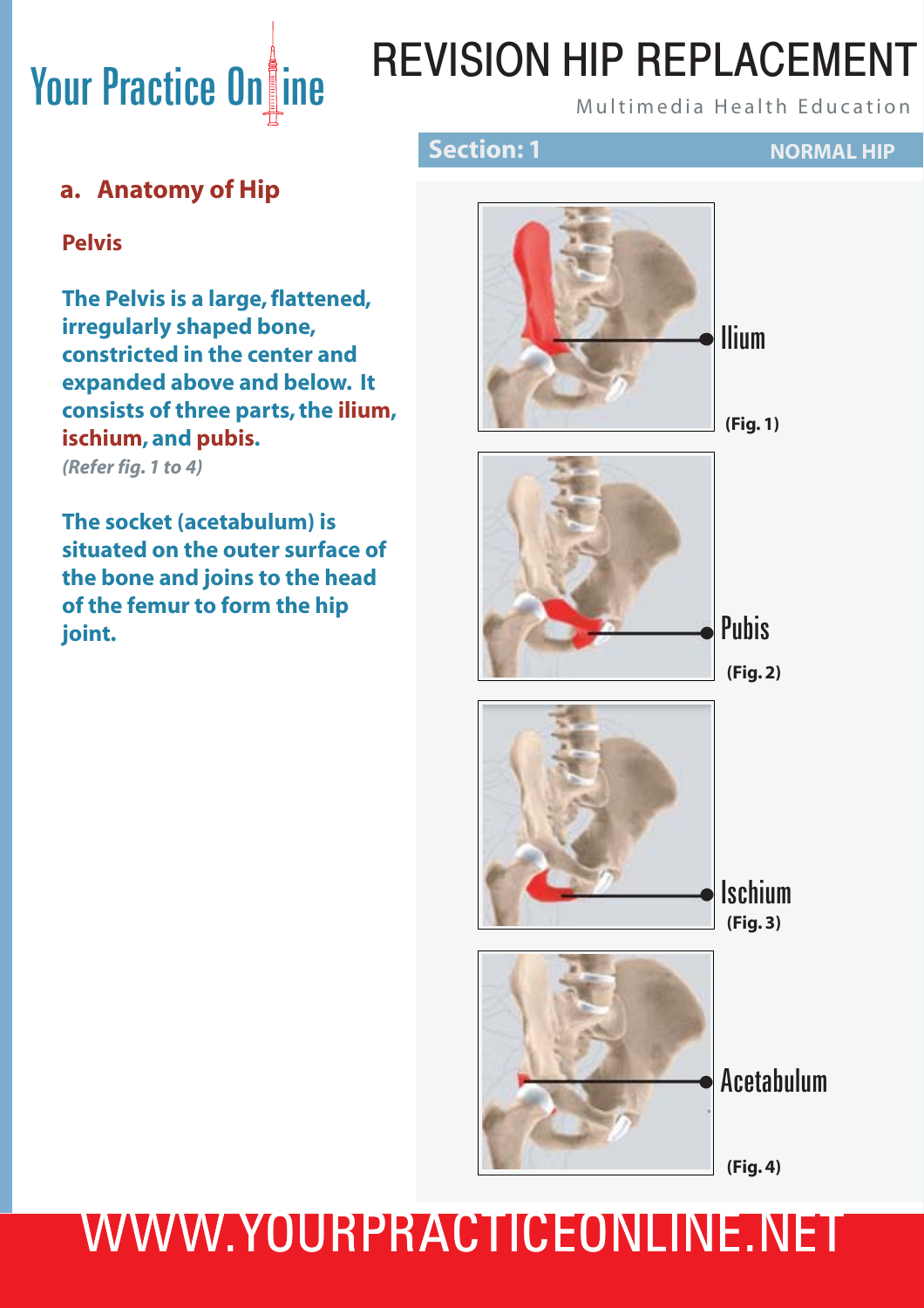## Section: 1 — NORMAL HIP

### a. Anatomy of Hip

**Pelvis**

**The Pelvis is a large, flattened, irregularly shaped bone, constricted in the center and expanded above and below. It consists of three parts, the ilium, ischium, and pubis.**

*(Refer fig. 1 to 4)*

**The socket (acetabulum) is situated on the outer surface of the bone and joins to the head of the femur to form the hip joint.**

Ilium

**(Fig. 1)**

Pubis

**(Fig. 2)**

Ischium

**(Fig. 3)**

Acetabulum

**(Fig. 4)**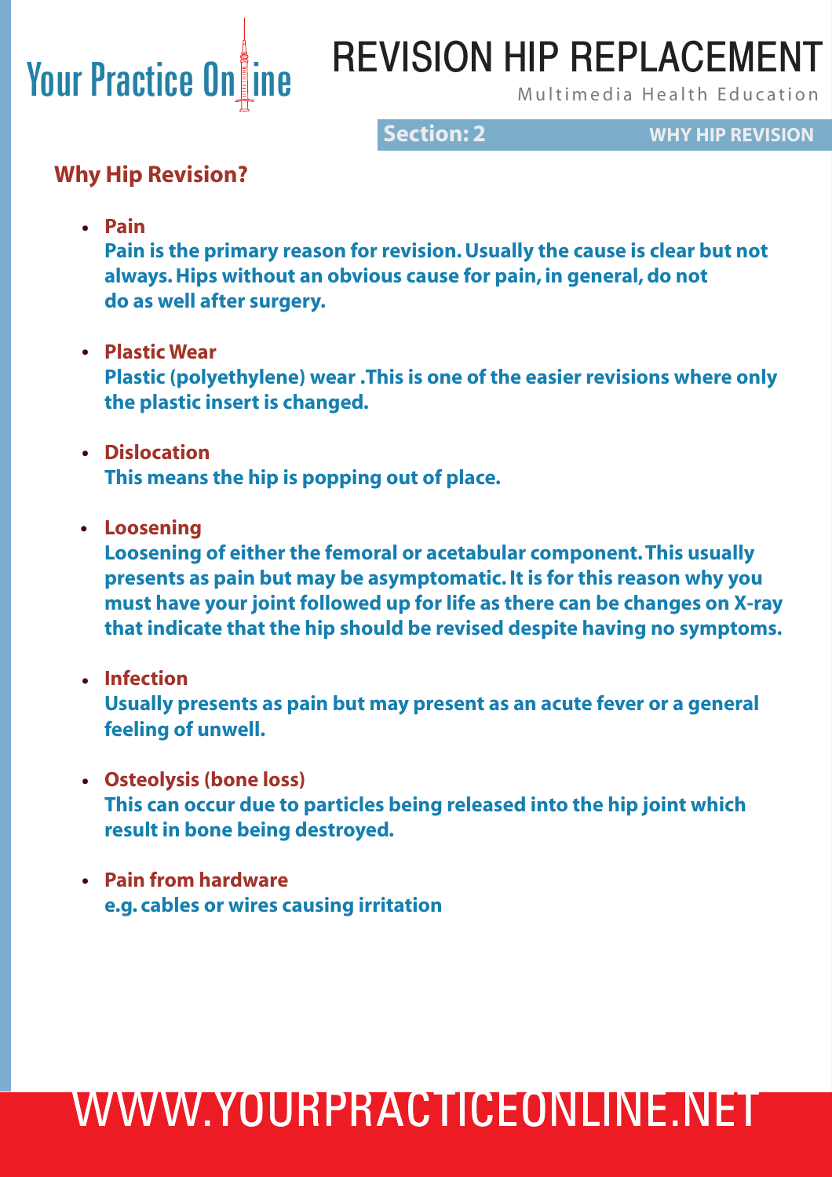## Why Hip Revision?

- **Pain**
  Pain is the primary reason for revision. Usually the cause is clear but not always. Hips without an obvious cause for pain, in general, do not do as well after surgery.

- **Plastic Wear**
  Plastic (polyethylene) wear .This is one of the easier revisions where only the plastic insert is changed.

- **Dislocation**
  This means the hip is popping out of place.

- **Loosening**
  Loosening of either the femoral or acetabular component. This usually presents as pain but may be asymptomatic. It is for this reason why you must have your joint followed up for life as there can be changes on X-ray that indicate that the hip should be revised despite having no symptoms.

- **Infection**
  Usually presents as pain but may present as an acute fever or a general feeling of unwell.

- **Osteolysis (bone loss)**
  This can occur due to particles being released into the hip joint which result in bone being destroyed.

- **Pain from hardware**
  e.g. cables or wires causing irritation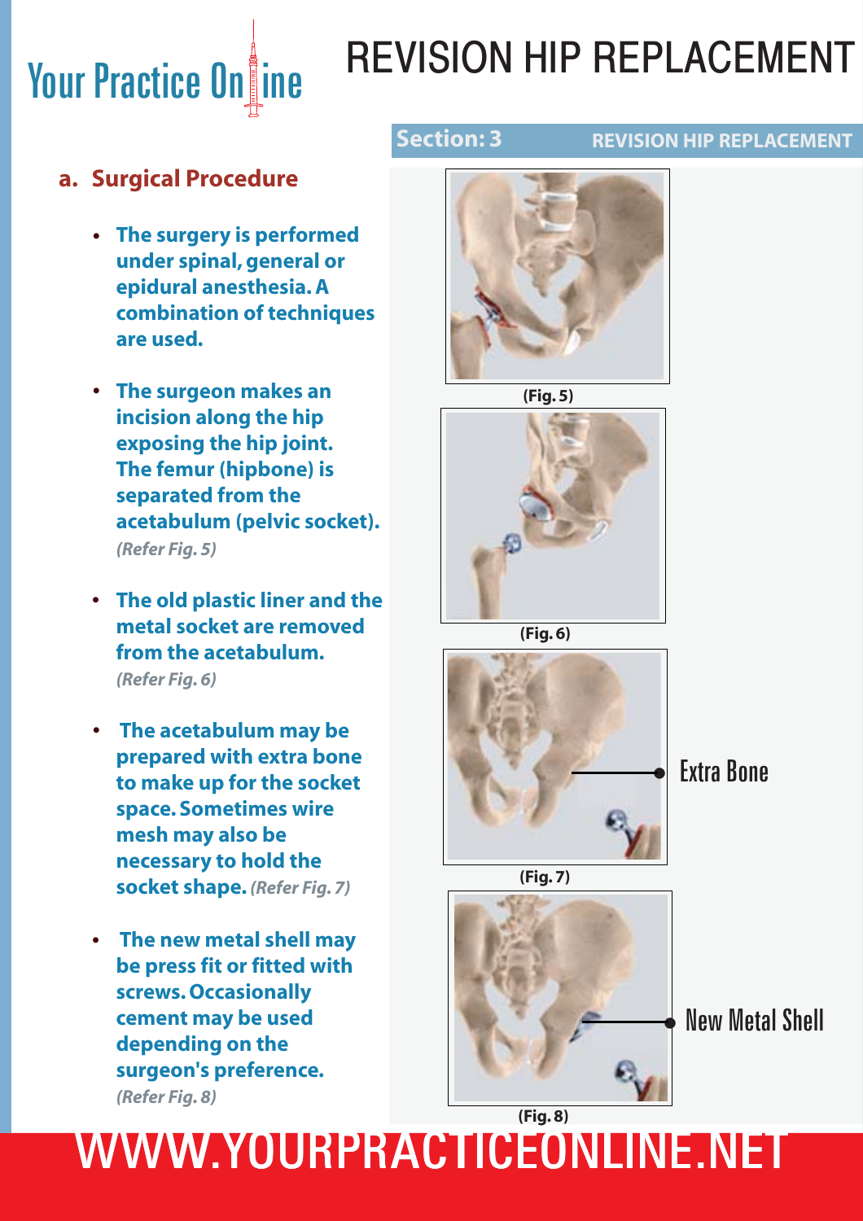# REVISION HIP REPLACEMENT

**Section: 3** **REVISION HIP REPLACEMENT**

## a. Surgical Procedure

- **The surgery is performed under spinal, general or epidural anesthesia. A combination of techniques are used.**
- **The surgeon makes an incision along the hip exposing the hip joint. The femur (hipbone) is separated from the acetabulum (pelvic socket).** *(Refer Fig. 5)*
- **The old plastic liner and the metal socket are removed from the acetabulum.** *(Refer Fig. 6)*
- **The acetabulum may be prepared with extra bone to make up for the socket space. Sometimes wire mesh may also be necessary to hold the socket shape.** *(Refer Fig. 7)*
- **The new metal shell may be press fit or fitted with screws. Occasionally cement may be used depending on the surgeon's preference.** *(Refer Fig. 8)*

**(Fig. 5)**

**(Fig. 6)**

Extra Bone

**(Fig. 7)**

New Metal Shell

**(Fig. 8)**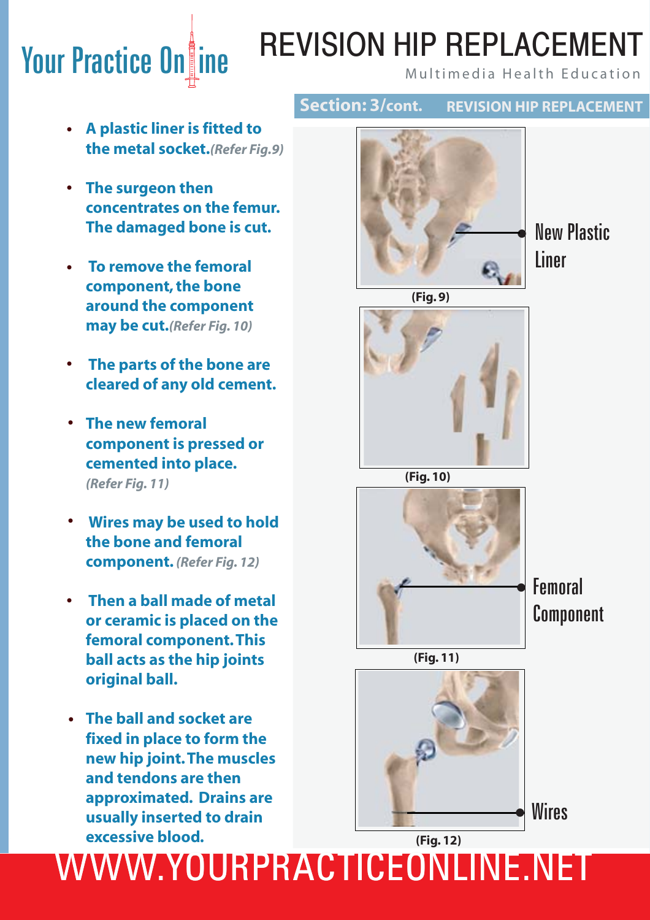## Section: 3/cont. REVISION HIP REPLACEMENT

- **A plastic liner is fitted to the metal socket.** *(Refer Fig.9)*
- **The surgeon then concentrates on the femur. The damaged bone is cut.**
- **To remove the femoral component, the bone around the component may be cut.** *(Refer Fig. 10)*
- **The parts of the bone are cleared of any old cement.**
- **The new femoral component is pressed or cemented into place.** *(Refer Fig. 11)*
- **Wires may be used to hold the bone and femoral component.** *(Refer Fig. 12)*
- **Then a ball made of metal or ceramic is placed on the femoral component. This ball acts as the hip joints original ball.**
- **The ball and socket are fixed in place to form the new hip joint. The muscles and tendons are then approximated. Drains are usually inserted to drain excessive blood.**

New Plastic Liner

(Fig. 9)

(Fig. 10)

Femoral Component

(Fig. 11)

Wires

(Fig. 12)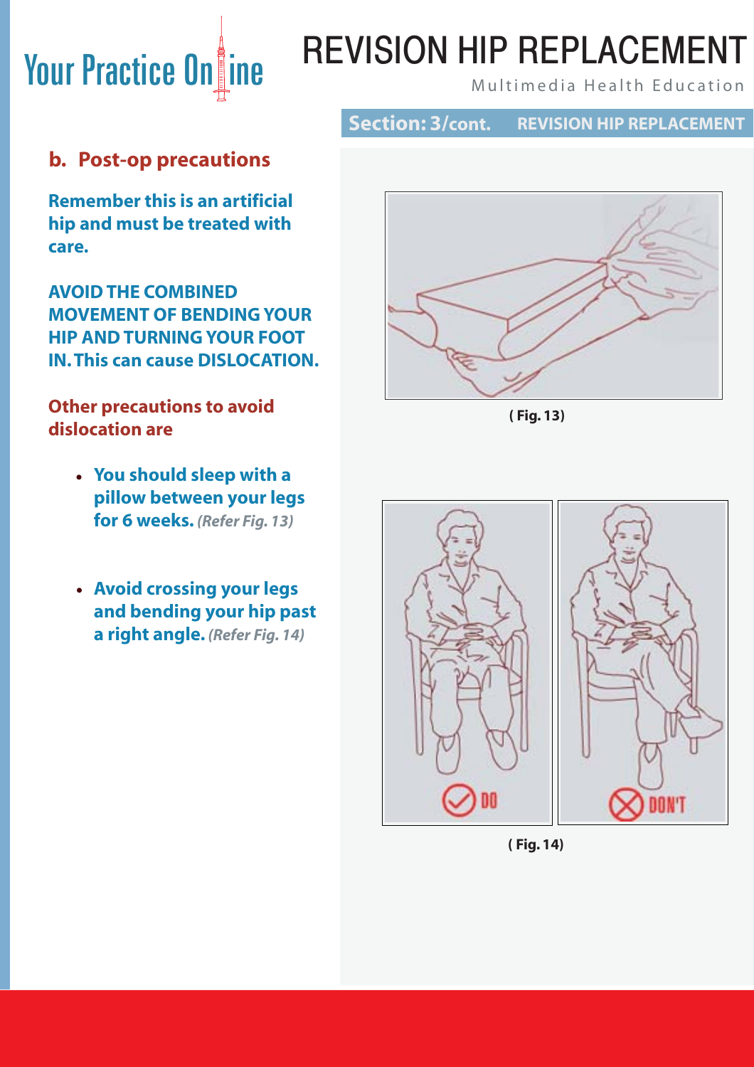## Section: 3/cont. REVISION HIP REPLACEMENT

### b. Post-op precautions

**Remember this is an artificial hip and must be treated with care.**

**AVOID THE COMBINED MOVEMENT OF BENDING YOUR HIP AND TURNING YOUR FOOT IN. This can cause DISLOCATION.**

**Other precautions to avoid dislocation are**

- **You should sleep with a pillow between your legs for 6 weeks.** ***(Refer Fig. 13)***
- **Avoid crossing your legs and bending your hip past a right angle.** ***(Refer Fig. 14)***

**( Fig. 13)**

DO

DON'T

**( Fig. 14)**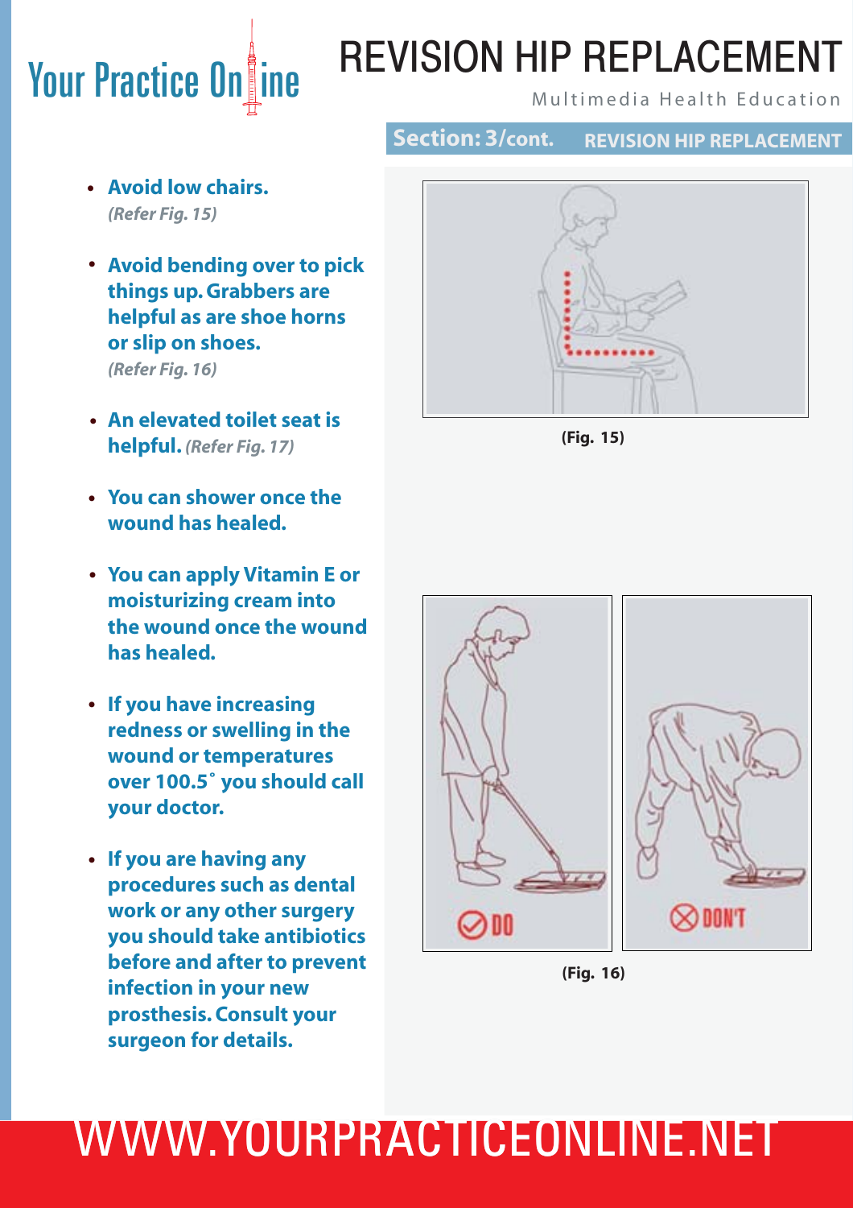## Section: 3/cont. REVISION HIP REPLACEMENT

- **Avoid low chairs.** ***(Refer Fig. 15)***
- **Avoid bending over to pick things up. Grabbers are helpful as are shoe horns or slip on shoes.** ***(Refer Fig. 16)***
- **An elevated toilet seat is helpful.** ***(Refer Fig. 17)***
- **You can shower once the wound has healed.**
- **You can apply Vitamin E or moisturizing cream into the wound once the wound has healed.**
- **If you have increasing redness or swelling in the wound or temperatures over 100.5˚ you should call your doctor.**
- **If you are having any procedures such as dental work or any other surgery you should take antibiotics before and after to prevent infection in your new prosthesis. Consult your surgeon for details.**

**(Fig. 15)**

DO

DON'T

**(Fig. 16)**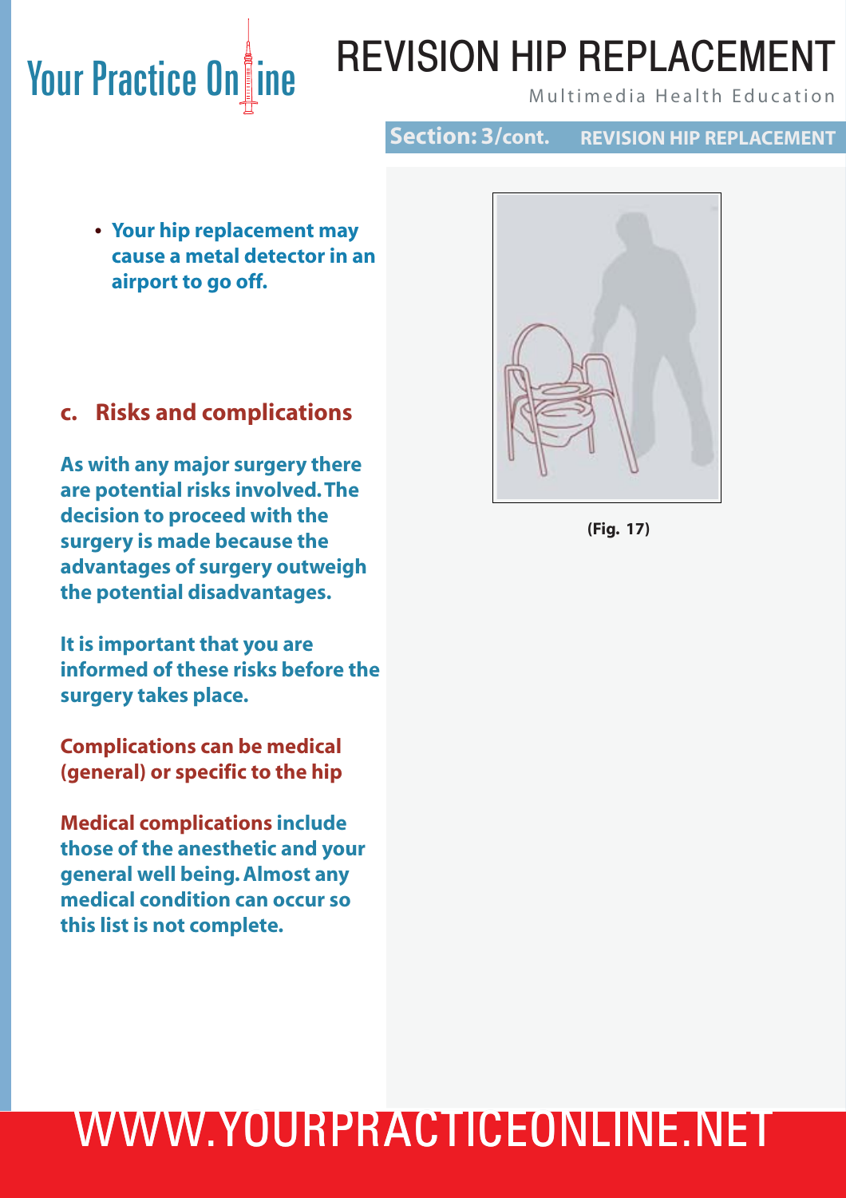- **Your hip replacement may cause a metal detector in an airport to go off.**

## c. Risks and complications

**As with any major surgery there are potential risks involved. The decision to proceed with the surgery is made because the advantages of surgery outweigh the potential disadvantages.**

**It is important that you are informed of these risks before the surgery takes place.**

**Complications can be medical (general) or specific to the hip**

**Medical complications include those of the anesthetic and your general well being. Almost any medical condition can occur so this list is not complete.**

**(Fig. 17)**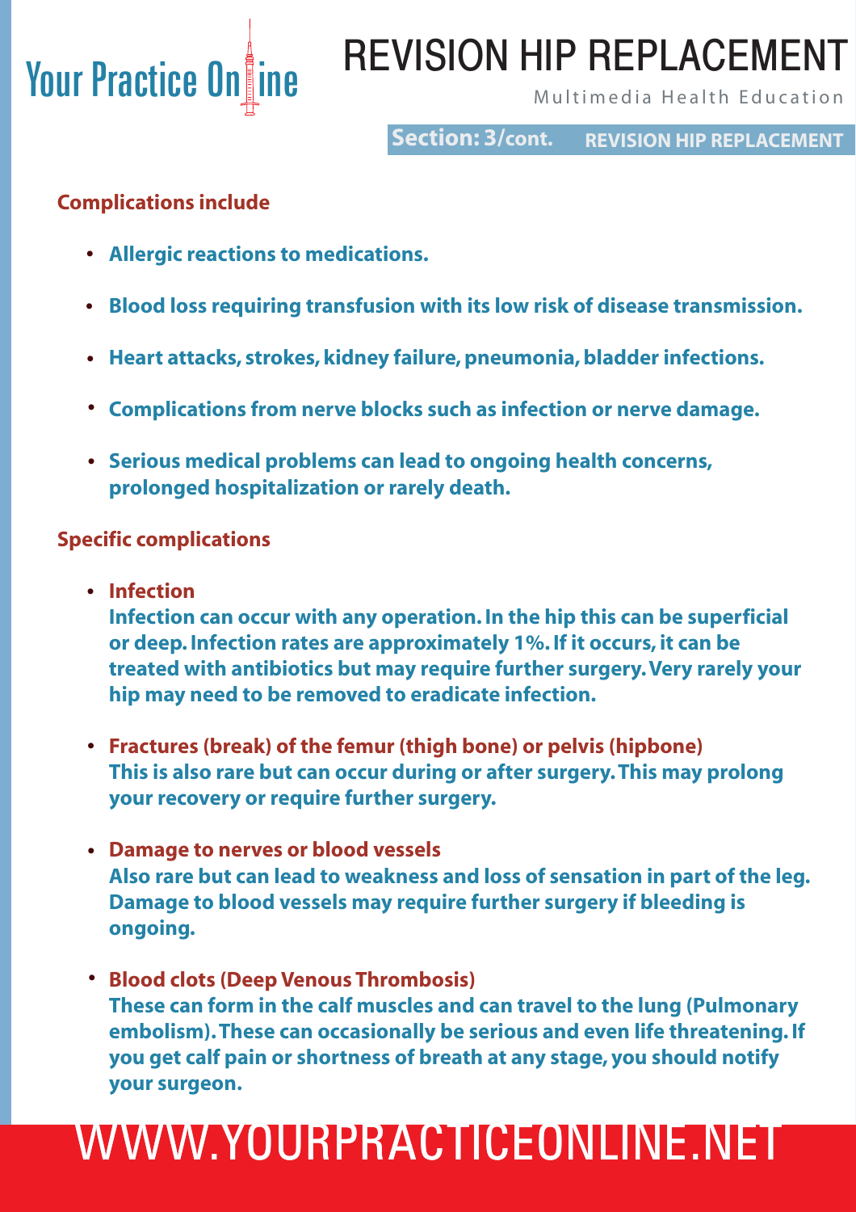## Complications include

- **Allergic reactions to medications.**
- **Blood loss requiring transfusion with its low risk of disease transmission.**
- **Heart attacks, strokes, kidney failure, pneumonia, bladder infections.**
- **Complications from nerve blocks such as infection or nerve damage.**
- **Serious medical problems can lead to ongoing health concerns, prolonged hospitalization or rarely death.**

## Specific complications

- **Infection**
  **Infection can occur with any operation. In the hip this can be superficial or deep. Infection rates are approximately 1%. If it occurs, it can be treated with antibiotics but may require further surgery. Very rarely your hip may need to be removed to eradicate infection.**
- **Fractures (break) of the femur (thigh bone) or pelvis (hipbone)**
  **This is also rare but can occur during or after surgery. This may prolong your recovery or require further surgery.**
- **Damage to nerves or blood vessels**
  **Also rare but can lead to weakness and loss of sensation in part of the leg. Damage to blood vessels may require further surgery if bleeding is ongoing.**
- **Blood clots (Deep Venous Thrombosis)**
  **These can form in the calf muscles and can travel to the lung (Pulmonary embolism). These can occasionally be serious and even life threatening. If you get calf pain or shortness of breath at any stage, you should notify your surgeon.**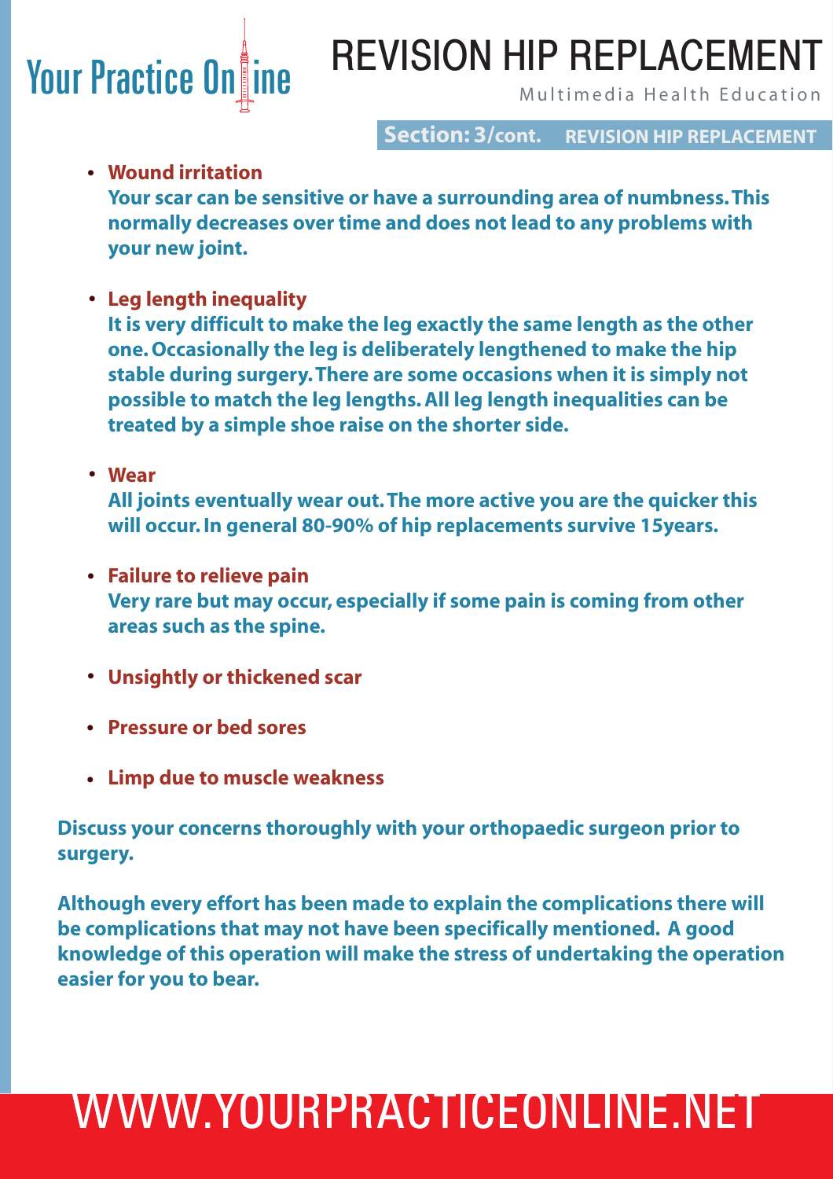**Section: 3/cont. REVISION HIP REPLACEMENT**

- **Wound irritation**
  Your scar can be sensitive or have a surrounding area of numbness. This normally decreases over time and does not lead to any problems with your new joint.

- **Leg length inequality**
  It is very difficult to make the leg exactly the same length as the other one. Occasionally the leg is deliberately lengthened to make the hip stable during surgery. There are some occasions when it is simply not possible to match the leg lengths. All leg length inequalities can be treated by a simple shoe raise on the shorter side.

- **Wear**
  All joints eventually wear out. The more active you are the quicker this will occur. In general 80-90% of hip replacements survive 15years.

- **Failure to relieve pain**
  Very rare but may occur, especially if some pain is coming from other areas such as the spine.

- **Unsightly or thickened scar**

- **Pressure or bed sores**

- **Limp due to muscle weakness**

Discuss your concerns thoroughly with your orthopaedic surgeon prior to surgery.

Although every effort has been made to explain the complications there will be complications that may not have been specifically mentioned. A good knowledge of this operation will make the stress of undertaking the operation easier for you to bear.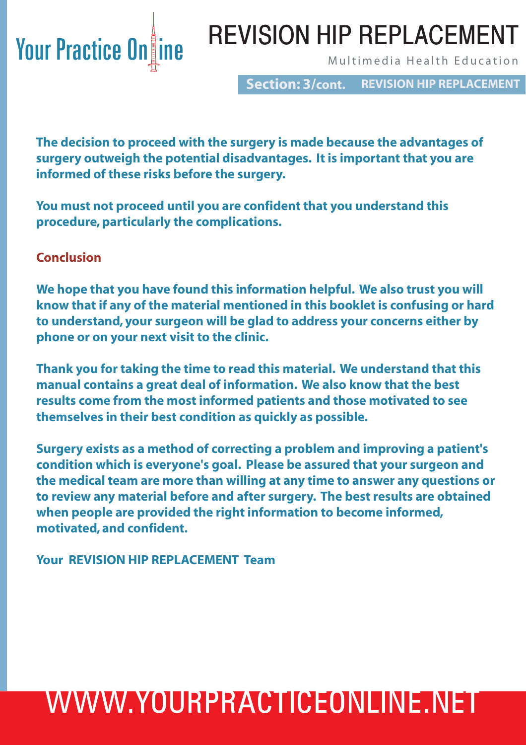**The decision to proceed with the surgery is made because the advantages of surgery outweigh the potential disadvantages. It is important that you are informed of these risks before the surgery.**

**You must not proceed until you are confident that you understand this procedure, particularly the complications.**

## Conclusion

**We hope that you have found this information helpful. We also trust you will know that if any of the material mentioned in this booklet is confusing or hard to understand, your surgeon will be glad to address your concerns either by phone or on your next visit to the clinic.**

**Thank you for taking the time to read this material. We understand that this manual contains a great deal of information. We also know that the best results come from the most informed patients and those motivated to see themselves in their best condition as quickly as possible.**

**Surgery exists as a method of correcting a problem and improving a patient's condition which is everyone's goal. Please be assured that your surgeon and the medical team are more than willing at any time to answer any questions or to review any material before and after surgery. The best results are obtained when people are provided the right information to become informed, motivated, and confident.**

**Your REVISION HIP REPLACEMENT Team**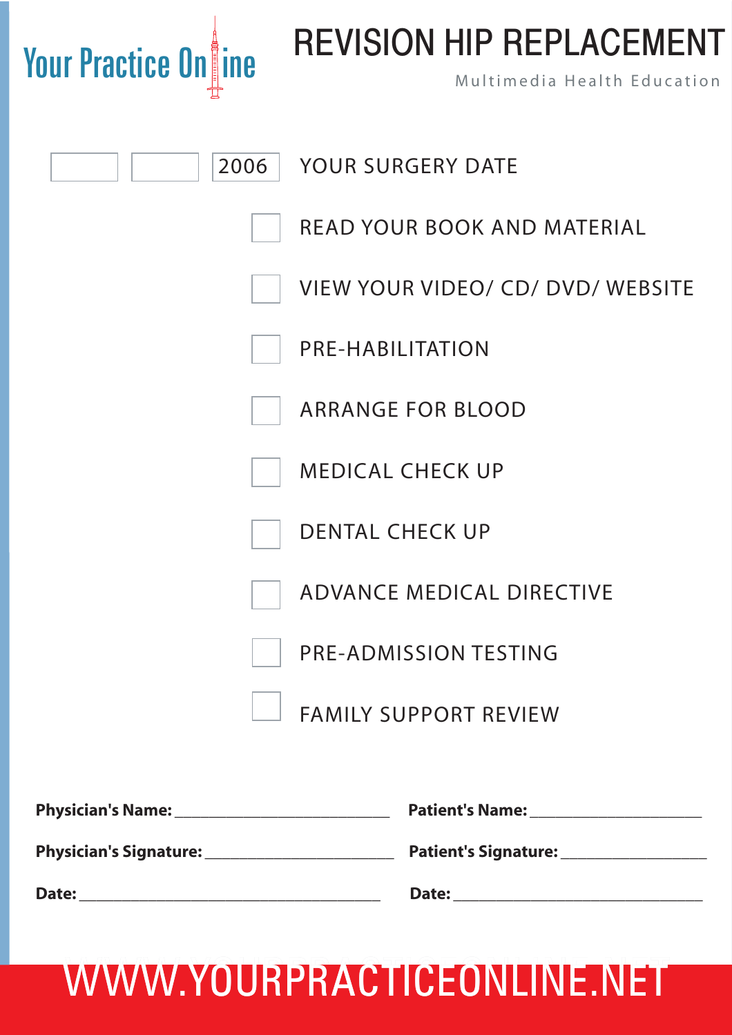Your Practice Online

# REVISION HIP REPLACEMENT

Multimedia Health Education

| | | | |
|---|---|---|---|
| | | 2006 | YOUR SURGERY DATE |

- [ ] READ YOUR BOOK AND MATERIAL
- [ ] VIEW YOUR VIDEO/ CD/ DVD/ WEBSITE
- [ ] PRE-HABILITATION
- [ ] ARRANGE FOR BLOOD
- [ ] MEDICAL CHECK UP
- [ ] DENTAL CHECK UP
- [ ] ADVANCE MEDICAL DIRECTIVE
- [ ] PRE-ADMISSION TESTING
- [ ] FAMILY SUPPORT REVIEW

**Physician's Name:** ______________________

**Physician's Signature:** ______________________

**Date:** ______________________

**Patient's Name:** ______________________

**Patient's Signature:** ______________________

**Date:** ______________________

WWW.YOURPRACTICEONLINE.NET